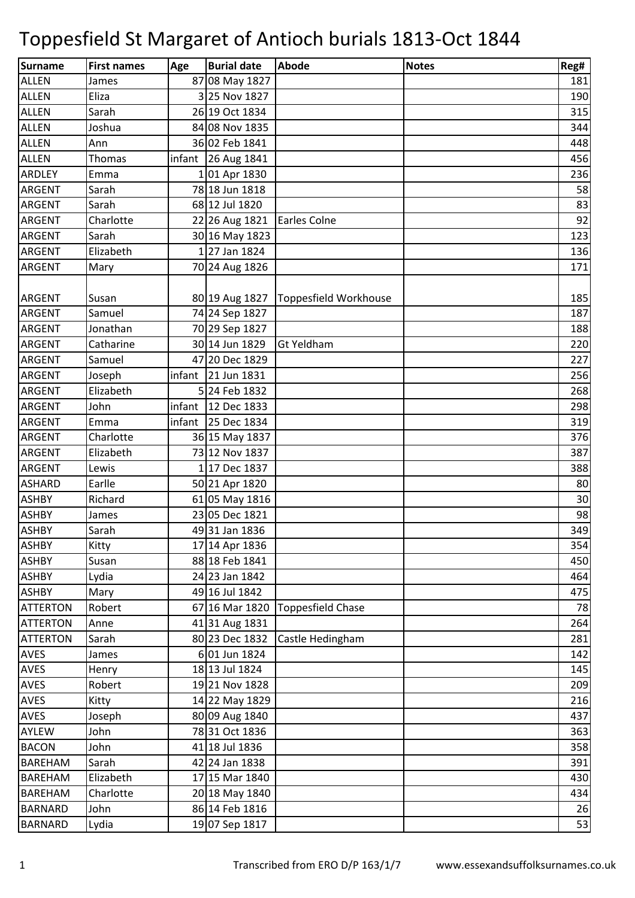# Toppesfield St Margaret of Antioch burials 1813-Oct 1844

| Surname | First names | Age | Burial date | Abode | Notes | Reg# |
|---|---|---|---|---|---|---|
| ALLEN | James | 87 | 08 May 1827 | | | 181 |
| ALLEN | Eliza | 3 | 25 Nov 1827 | | | 190 |
| ALLEN | Sarah | 26 | 19 Oct 1834 | | | 315 |
| ALLEN | Joshua | 84 | 08 Nov 1835 | | | 344 |
| ALLEN | Ann | 36 | 02 Feb 1841 | | | 448 |
| ALLEN | Thomas | infant | 26 Aug 1841 | | | 456 |
| ARDLEY | Emma | 1 | 01 Apr 1830 | | | 236 |
| ARGENT | Sarah | 78 | 18 Jun 1818 | | | 58 |
| ARGENT | Sarah | 68 | 12 Jul 1820 | | | 83 |
| ARGENT | Charlotte | 22 | 26 Aug 1821 | Earles Colne | | 92 |
| ARGENT | Sarah | 30 | 16 May 1823 | | | 123 |
| ARGENT | Elizabeth | 1 | 27 Jan 1824 | | | 136 |
| ARGENT | Mary | 70 | 24 Aug 1826 | | | 171 |
| ARGENT | Susan | 80 | 19 Aug 1827 | Toppesfield Workhouse | | 185 |
| ARGENT | Samuel | 74 | 24 Sep 1827 | | | 187 |
| ARGENT | Jonathan | 70 | 29 Sep 1827 | | | 188 |
| ARGENT | Catharine | 30 | 14 Jun 1829 | Gt Yeldham | | 220 |
| ARGENT | Samuel | 47 | 20 Dec 1829 | | | 227 |
| ARGENT | Joseph | infant | 21 Jun 1831 | | | 256 |
| ARGENT | Elizabeth | 5 | 24 Feb 1832 | | | 268 |
| ARGENT | John | infant | 12 Dec 1833 | | | 298 |
| ARGENT | Emma | infant | 25 Dec 1834 | | | 319 |
| ARGENT | Charlotte | 36 | 15 May 1837 | | | 376 |
| ARGENT | Elizabeth | 73 | 12 Nov 1837 | | | 387 |
| ARGENT | Lewis | 1 | 17 Dec 1837 | | | 388 |
| ASHARD | Earlle | 50 | 21 Apr 1820 | | | 80 |
| ASHBY | Richard | 61 | 05 May 1816 | | | 30 |
| ASHBY | James | 23 | 05 Dec 1821 | | | 98 |
| ASHBY | Sarah | 49 | 31 Jan 1836 | | | 349 |
| ASHBY | Kitty | 17 | 14 Apr 1836 | | | 354 |
| ASHBY | Susan | 88 | 18 Feb 1841 | | | 450 |
| ASHBY | Lydia | 24 | 23 Jan 1842 | | | 464 |
| ASHBY | Mary | 49 | 16 Jul 1842 | | | 475 |
| ATTERTON | Robert | 67 | 16 Mar 1820 | Toppesfield Chase | | 78 |
| ATTERTON | Anne | 41 | 31 Aug 1831 | | | 264 |
| ATTERTON | Sarah | 80 | 23 Dec 1832 | Castle Hedingham | | 281 |
| AVES | James | 6 | 01 Jun 1824 | | | 142 |
| AVES | Henry | 18 | 13 Jul 1824 | | | 145 |
| AVES | Robert | 19 | 21 Nov 1828 | | | 209 |
| AVES | Kitty | 14 | 22 May 1829 | | | 216 |
| AVES | Joseph | 80 | 09 Aug 1840 | | | 437 |
| AYLEW | John | 78 | 31 Oct 1836 | | | 363 |
| BACON | John | 41 | 18 Jul 1836 | | | 358 |
| BAREHAM | Sarah | 42 | 24 Jan 1838 | | | 391 |
| BAREHAM | Elizabeth | 17 | 15 Mar 1840 | | | 430 |
| BAREHAM | Charlotte | 20 | 18 May 1840 | | | 434 |
| BARNARD | John | 86 | 14 Feb 1816 | | | 26 |
| BARNARD | Lydia | 19 | 07 Sep 1817 | | | 53 |

Transcribed from ERO D/P 163/1/7 www.essexandsuffolksurnames.co.uk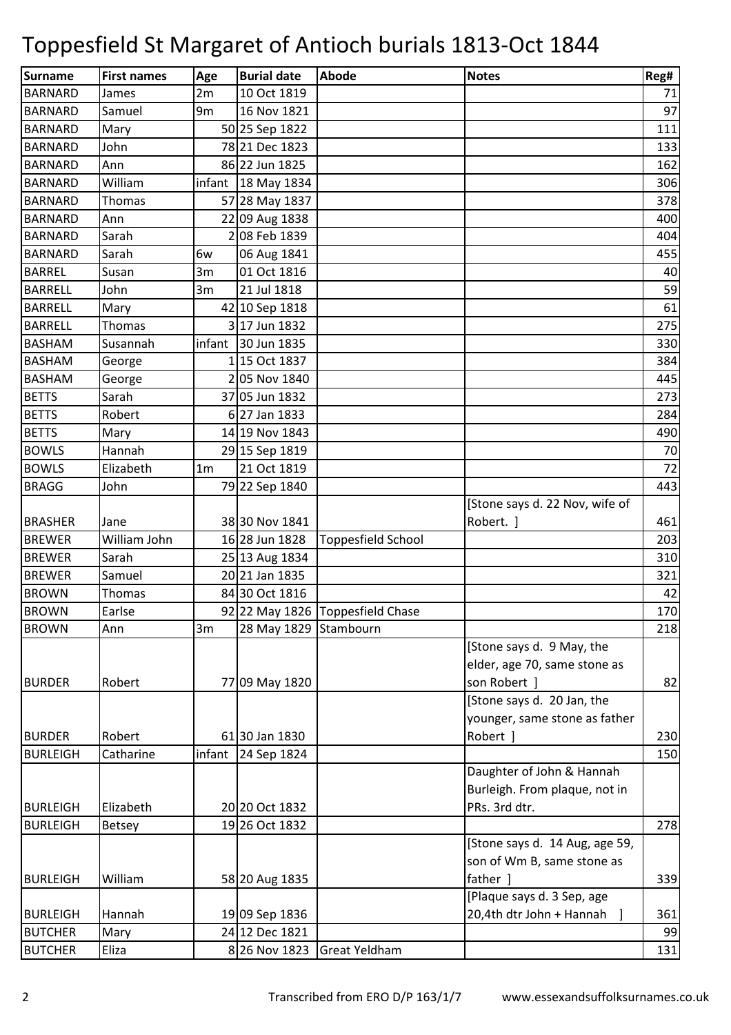# Toppesfield St Margaret of Antioch burials 1813-Oct 1844

| Surname | First names | Age | Burial date | Abode | Notes | Reg# |
|---|---|---|---|---|---|---|
| BARNARD | James | 2m | 10 Oct 1819 | | | 71 |
| BARNARD | Samuel | 9m | 16 Nov 1821 | | | 97 |
| BARNARD | Mary | 50 | 25 Sep 1822 | | | 111 |
| BARNARD | John | 78 | 21 Dec 1823 | | | 133 |
| BARNARD | Ann | 86 | 22 Jun 1825 | | | 162 |
| BARNARD | William | infant | 18 May 1834 | | | 306 |
| BARNARD | Thomas | 57 | 28 May 1837 | | | 378 |
| BARNARD | Ann | 22 | 09 Aug 1838 | | | 400 |
| BARNARD | Sarah | 2 | 08 Feb 1839 | | | 404 |
| BARNARD | Sarah | 6w | 06 Aug 1841 | | | 455 |
| BARREL | Susan | 3m | 01 Oct 1816 | | | 40 |
| BARRELL | John | 3m | 21 Jul 1818 | | | 59 |
| BARRELL | Mary | 42 | 10 Sep 1818 | | | 61 |
| BARRELL | Thomas | 3 | 17 Jun 1832 | | | 275 |
| BASHAM | Susannah | infant | 30 Jun 1835 | | | 330 |
| BASHAM | George | 1 | 15 Oct 1837 | | | 384 |
| BASHAM | George | 2 | 05 Nov 1840 | | | 445 |
| BETTS | Sarah | 37 | 05 Jun 1832 | | | 273 |
| BETTS | Robert | 6 | 27 Jan 1833 | | | 284 |
| BETTS | Mary | 14 | 19 Nov 1843 | | | 490 |
| BOWLS | Hannah | 29 | 15 Sep 1819 | | | 70 |
| BOWLS | Elizabeth | 1m | 21 Oct 1819 | | | 72 |
| BRAGG | John | 79 | 22 Sep 1840 | | | 443 |
| BRASHER | Jane | 38 | 30 Nov 1841 | | [Stone says d. 22 Nov, wife of Robert. ] | 461 |
| BREWER | William John | 16 | 28 Jun 1828 | Toppesfield School | | 203 |
| BREWER | Sarah | 25 | 13 Aug 1834 | | | 310 |
| BREWER | Samuel | 20 | 21 Jan 1835 | | | 321 |
| BROWN | Thomas | 84 | 30 Oct 1816 | | | 42 |
| BROWN | Earlse | 92 | 22 May 1826 | Toppesfield Chase | | 170 |
| BROWN | Ann | 3m | 28 May 1829 | Stambourn | | 218 |
| BURDER | Robert | 77 | 09 May 1820 | | [Stone says d. 9 May, the elder, age 70, same stone as son Robert ] | 82 |
| BURDER | Robert | 61 | 30 Jan 1830 | | [Stone says d. 20 Jan, the younger, same stone as father Robert ] | 230 |
| BURLEIGH | Catharine | infant | 24 Sep 1824 | | | 150 |
| BURLEIGH | Elizabeth | 20 | 20 Oct 1832 | | Daughter of John & Hannah Burleigh. From plaque, not in PRs. 3rd dtr. | |
| BURLEIGH | Betsey | 19 | 26 Oct 1832 | | | 278 |
| BURLEIGH | William | 58 | 20 Aug 1835 | | [Stone says d. 14 Aug, age 59, son of Wm B, same stone as father ] | 339 |
| BURLEIGH | Hannah | 19 | 09 Sep 1836 | | [Plaque says d. 3 Sep, age 20,4th dtr John + Hannah ] | 361 |
| BUTCHER | Mary | 24 | 12 Dec 1821 | | | 99 |
| BUTCHER | Eliza | 8 | 26 Nov 1823 | Great Yeldham | | 131 |

Transcribed from ERO D/P 163/1/7 www.essexandsuffolksurnames.co.uk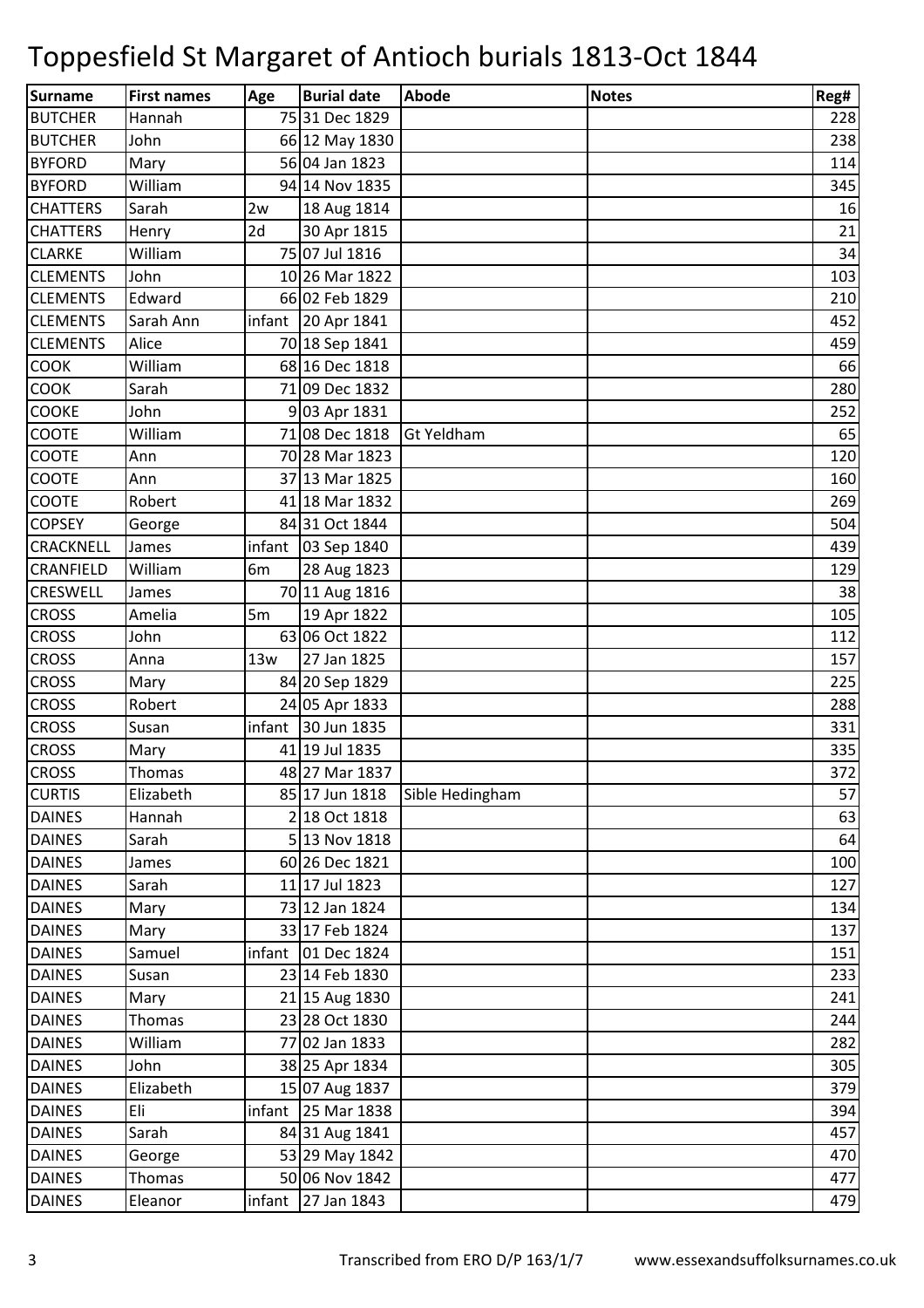# Toppesfield St Margaret of Antioch burials 1813-Oct 1844

| Surname | First names | Age | Burial date | Abode | Notes | Reg# |
|---|---|---|---|---|---|---|
| BUTCHER | Hannah | 75 | 31 Dec 1829 | | | 228 |
| BUTCHER | John | 66 | 12 May 1830 | | | 238 |
| BYFORD | Mary | 56 | 04 Jan 1823 | | | 114 |
| BYFORD | William | 94 | 14 Nov 1835 | | | 345 |
| CHATTERS | Sarah | 2w | 18 Aug 1814 | | | 16 |
| CHATTERS | Henry | 2d | 30 Apr 1815 | | | 21 |
| CLARKE | William | 75 | 07 Jul 1816 | | | 34 |
| CLEMENTS | John | 10 | 26 Mar 1822 | | | 103 |
| CLEMENTS | Edward | 66 | 02 Feb 1829 | | | 210 |
| CLEMENTS | Sarah Ann | infant | 20 Apr 1841 | | | 452 |
| CLEMENTS | Alice | 70 | 18 Sep 1841 | | | 459 |
| COOK | William | 68 | 16 Dec 1818 | | | 66 |
| COOK | Sarah | 71 | 09 Dec 1832 | | | 280 |
| COOKE | John | 9 | 03 Apr 1831 | | | 252 |
| COOTE | William | 71 | 08 Dec 1818 | Gt Yeldham | | 65 |
| COOTE | Ann | 70 | 28 Mar 1823 | | | 120 |
| COOTE | Ann | 37 | 13 Mar 1825 | | | 160 |
| COOTE | Robert | 41 | 18 Mar 1832 | | | 269 |
| COPSEY | George | 84 | 31 Oct 1844 | | | 504 |
| CRACKNELL | James | infant | 03 Sep 1840 | | | 439 |
| CRANFIELD | William | 6m | 28 Aug 1823 | | | 129 |
| CRESWELL | James | 70 | 11 Aug 1816 | | | 38 |
| CROSS | Amelia | 5m | 19 Apr 1822 | | | 105 |
| CROSS | John | 63 | 06 Oct 1822 | | | 112 |
| CROSS | Anna | 13w | 27 Jan 1825 | | | 157 |
| CROSS | Mary | 84 | 20 Sep 1829 | | | 225 |
| CROSS | Robert | 24 | 05 Apr 1833 | | | 288 |
| CROSS | Susan | infant | 30 Jun 1835 | | | 331 |
| CROSS | Mary | 41 | 19 Jul 1835 | | | 335 |
| CROSS | Thomas | 48 | 27 Mar 1837 | | | 372 |
| CURTIS | Elizabeth | 85 | 17 Jun 1818 | Sible Hedingham | | 57 |
| DAINES | Hannah | 2 | 18 Oct 1818 | | | 63 |
| DAINES | Sarah | 5 | 13 Nov 1818 | | | 64 |
| DAINES | James | 60 | 26 Dec 1821 | | | 100 |
| DAINES | Sarah | 11 | 17 Jul 1823 | | | 127 |
| DAINES | Mary | 73 | 12 Jan 1824 | | | 134 |
| DAINES | Mary | 33 | 17 Feb 1824 | | | 137 |
| DAINES | Samuel | infant | 01 Dec 1824 | | | 151 |
| DAINES | Susan | 23 | 14 Feb 1830 | | | 233 |
| DAINES | Mary | 21 | 15 Aug 1830 | | | 241 |
| DAINES | Thomas | 23 | 28 Oct 1830 | | | 244 |
| DAINES | William | 77 | 02 Jan 1833 | | | 282 |
| DAINES | John | 38 | 25 Apr 1834 | | | 305 |
| DAINES | Elizabeth | 15 | 07 Aug 1837 | | | 379 |
| DAINES | Eli | infant | 25 Mar 1838 | | | 394 |
| DAINES | Sarah | 84 | 31 Aug 1841 | | | 457 |
| DAINES | George | 53 | 29 May 1842 | | | 470 |
| DAINES | Thomas | 50 | 06 Nov 1842 | | | 477 |
| DAINES | Eleanor | infant | 27 Jan 1843 | | | 479 |

Transcribed from ERO D/P 163/1/7 www.essexandsuffolksurnames.co.uk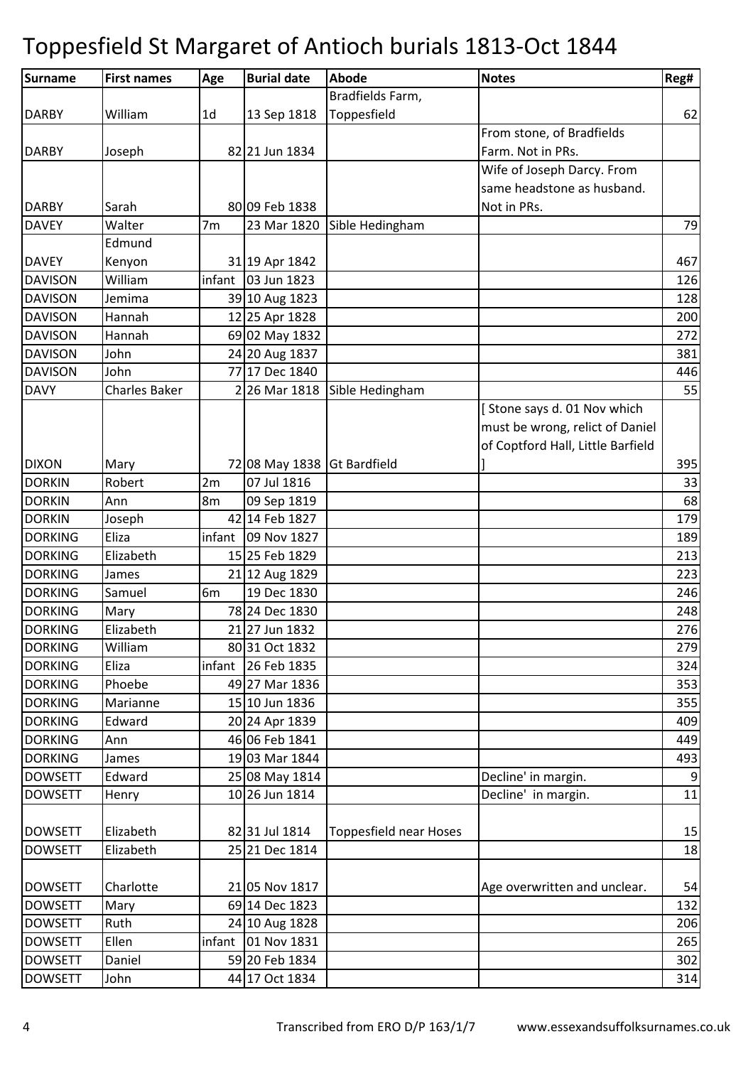# Toppesfield St Margaret of Antioch burials 1813-Oct 1844

| Surname | First names | Age | Burial date | Abode | Notes | Reg# |
|---|---|---|---|---|---|---|
| DARBY | William | 1d | 13 Sep 1818 | Bradfields Farm, Toppesfield | | 62 |
| DARBY | Joseph | 82 | 21 Jun 1834 | | From stone, of Bradfields Farm. Not in PRs. | |
| DARBY | Sarah | 80 | 09 Feb 1838 | | Wife of Joseph Darcy. From same headstone as husband. Not in PRs. | |
| DAVEY | Walter | 7m | 23 Mar 1820 | Sible Hedingham | | 79 |
| DAVEY | Edmund Kenyon | 31 | 19 Apr 1842 | | | 467 |
| DAVISON | William | infant | 03 Jun 1823 | | | 126 |
| DAVISON | Jemima | 39 | 10 Aug 1823 | | | 128 |
| DAVISON | Hannah | 12 | 25 Apr 1828 | | | 200 |
| DAVISON | Hannah | 69 | 02 May 1832 | | | 272 |
| DAVISON | John | 24 | 20 Aug 1837 | | | 381 |
| DAVISON | John | 77 | 17 Dec 1840 | | | 446 |
| DAVY | Charles Baker | 2 | 26 Mar 1818 | Sible Hedingham | | 55 |
| DIXON | Mary | 72 | 08 May 1838 | Gt Bardfield | [ Stone says d. 01 Nov which must be wrong, relict of Daniel of Coptford Hall, Little Barfield ] | 395 |
| DORKIN | Robert | 2m | 07 Jul 1816 | | | 33 |
| DORKIN | Ann | 8m | 09 Sep 1819 | | | 68 |
| DORKIN | Joseph | 42 | 14 Feb 1827 | | | 179 |
| DORKING | Eliza | infant | 09 Nov 1827 | | | 189 |
| DORKING | Elizabeth | 15 | 25 Feb 1829 | | | 213 |
| DORKING | James | 21 | 12 Aug 1829 | | | 223 |
| DORKING | Samuel | 6m | 19 Dec 1830 | | | 246 |
| DORKING | Mary | 78 | 24 Dec 1830 | | | 248 |
| DORKING | Elizabeth | 21 | 27 Jun 1832 | | | 276 |
| DORKING | William | 80 | 31 Oct 1832 | | | 279 |
| DORKING | Eliza | infant | 26 Feb 1835 | | | 324 |
| DORKING | Phoebe | 49 | 27 Mar 1836 | | | 353 |
| DORKING | Marianne | 15 | 10 Jun 1836 | | | 355 |
| DORKING | Edward | 20 | 24 Apr 1839 | | | 409 |
| DORKING | Ann | 46 | 06 Feb 1841 | | | 449 |
| DORKING | James | 19 | 03 Mar 1844 | | | 493 |
| DOWSETT | Edward | 25 | 08 May 1814 | | Decline' in margin. | 9 |
| DOWSETT | Henry | 10 | 26 Jun 1814 | | Decline' in margin. | 11 |
| DOWSETT | Elizabeth | 82 | 31 Jul 1814 | Toppesfield near Hoses | | 15 |
| DOWSETT | Elizabeth | 25 | 21 Dec 1814 | | | 18 |
| DOWSETT | Charlotte | 21 | 05 Nov 1817 | | Age overwritten and unclear. | 54 |
| DOWSETT | Mary | 69 | 14 Dec 1823 | | | 132 |
| DOWSETT | Ruth | 24 | 10 Aug 1828 | | | 206 |
| DOWSETT | Ellen | infant | 01 Nov 1831 | | | 265 |
| DOWSETT | Daniel | 59 | 20 Feb 1834 | | | 302 |
| DOWSETT | John | 44 | 17 Oct 1834 | | | 314 |

Transcribed from ERO D/P 163/1/7 www.essexandsuffolksurnames.co.uk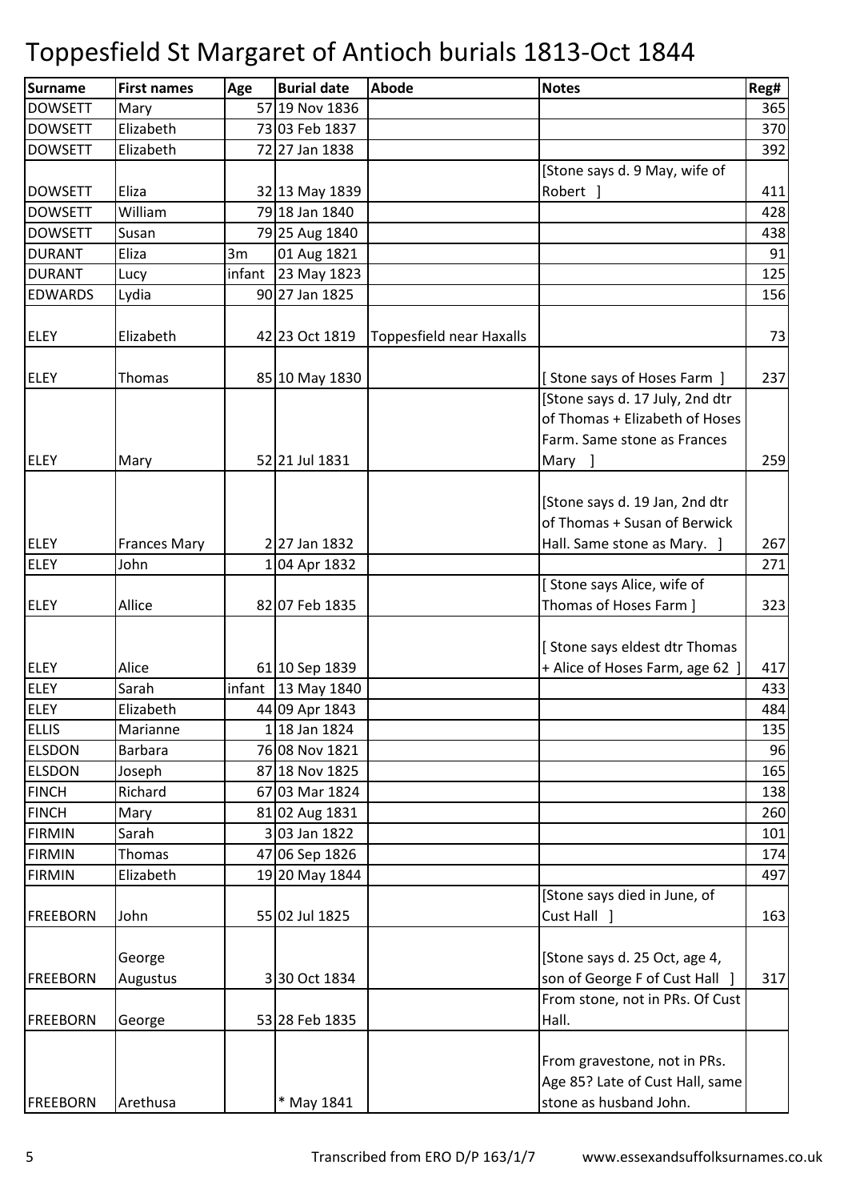# Toppesfield St Margaret of Antioch burials 1813-Oct 1844

| Surname | First names | Age | Burial date | Abode | Notes | Reg# |
|---|---|---|---|---|---|---|
| DOWSETT | Mary | 57 | 19 Nov 1836 | | | 365 |
| DOWSETT | Elizabeth | 73 | 03 Feb 1837 | | | 370 |
| DOWSETT | Elizabeth | 72 | 27 Jan 1838 | | | 392 |
| DOWSETT | Eliza | 32 | 13 May 1839 | | [Stone says d. 9 May, wife of Robert ] | 411 |
| DOWSETT | William | 79 | 18 Jan 1840 | | | 428 |
| DOWSETT | Susan | 79 | 25 Aug 1840 | | | 438 |
| DURANT | Eliza | 3m | 01 Aug 1821 | | | 91 |
| DURANT | Lucy | infant | 23 May 1823 | | | 125 |
| EDWARDS | Lydia | 90 | 27 Jan 1825 | | | 156 |
| ELEY | Elizabeth | 42 | 23 Oct 1819 | Toppesfield near Haxalls | | 73 |
| ELEY | Thomas | 85 | 10 May 1830 | | [ Stone says of Hoses Farm ] | 237 |
| ELEY | Mary | 52 | 21 Jul 1831 | | [Stone says d. 17 July, 2nd dtr of Thomas + Elizabeth of Hoses Farm. Same stone as Frances Mary ] | 259 |
| ELEY | Frances Mary | 2 | 27 Jan 1832 | | [Stone says d. 19 Jan, 2nd dtr of Thomas + Susan of Berwick Hall. Same stone as Mary. ] | 267 |
| ELEY | John | 1 | 04 Apr 1832 | | | 271 |
| ELEY | Allice | 82 | 07 Feb 1835 | | [ Stone says Alice, wife of Thomas of Hoses Farm ] | 323 |
| ELEY | Alice | 61 | 10 Sep 1839 | | [ Stone says eldest dtr Thomas + Alice of Hoses Farm, age 62 ] | 417 |
| ELEY | Sarah | infant | 13 May 1840 | | | 433 |
| ELEY | Elizabeth | 44 | 09 Apr 1843 | | | 484 |
| ELLIS | Marianne | 1 | 18 Jan 1824 | | | 135 |
| ELSDON | Barbara | 76 | 08 Nov 1821 | | | 96 |
| ELSDON | Joseph | 87 | 18 Nov 1825 | | | 165 |
| FINCH | Richard | 67 | 03 Mar 1824 | | | 138 |
| FINCH | Mary | 81 | 02 Aug 1831 | | | 260 |
| FIRMIN | Sarah | 3 | 03 Jan 1822 | | | 101 |
| FIRMIN | Thomas | 47 | 06 Sep 1826 | | | 174 |
| FIRMIN | Elizabeth | 19 | 20 May 1844 | | | 497 |
| FREEBORN | John | 55 | 02 Jul 1825 | | [Stone says died in June, of Cust Hall ] | 163 |
| FREEBORN | George Augustus | 3 | 30 Oct 1834 | | [Stone says d. 25 Oct, age 4, son of George F of Cust Hall ] | 317 |
| FREEBORN | George | 53 | 28 Feb 1835 | | From stone, not in PRs. Of Cust Hall. | |
| FREEBORN | Arethusa | | * May 1841 | | From gravestone, not in PRs. Age 85? Late of Cust Hall, same stone as husband John. | |

Transcribed from ERO D/P 163/1/7 www.essexandsuffolksurnames.co.uk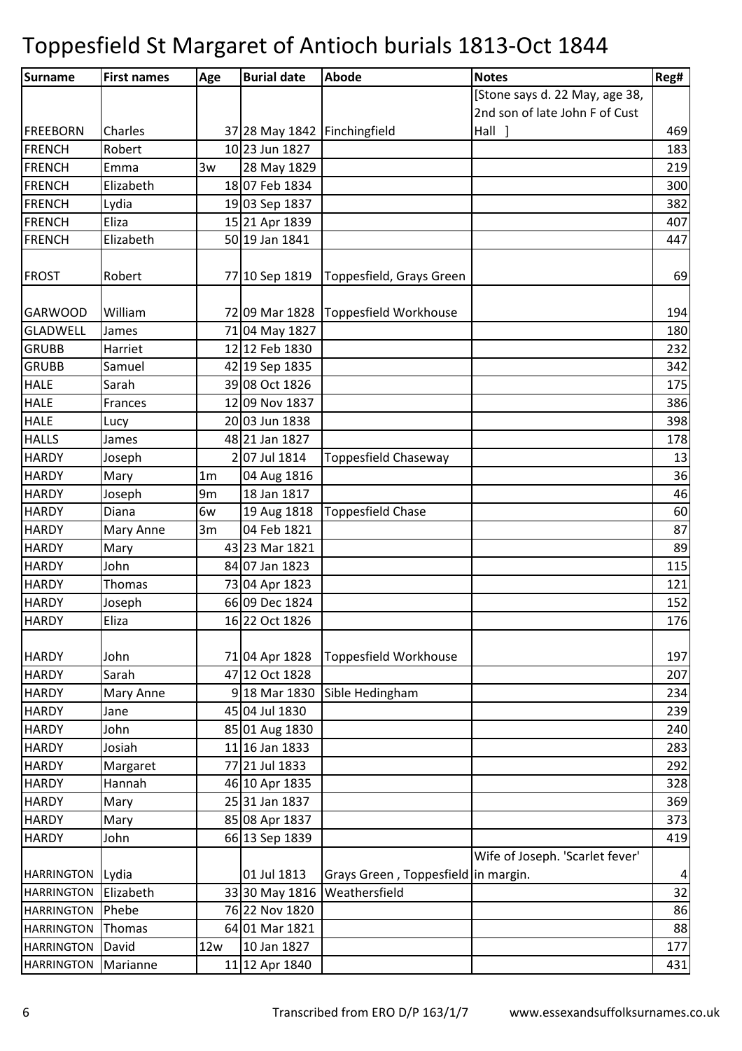# Toppesfield St Margaret of Antioch burials 1813-Oct 1844

| Surname | First names | Age | Burial date | Abode | Notes | Reg# |
|---|---|---|---|---|---|---|
| FREEBORN | Charles | 37 | 28 May 1842 | Finchingfield | [Stone says d. 22 May, age 38, 2nd son of late John F of Cust Hall ] | 469 |
| FRENCH | Robert | 10 | 23 Jun 1827 | | | 183 |
| FRENCH | Emma | 3w | 28 May 1829 | | | 219 |
| FRENCH | Elizabeth | 18 | 07 Feb 1834 | | | 300 |
| FRENCH | Lydia | 19 | 03 Sep 1837 | | | 382 |
| FRENCH | Eliza | 15 | 21 Apr 1839 | | | 407 |
| FRENCH | Elizabeth | 50 | 19 Jan 1841 | | | 447 |
| FROST | Robert | 77 | 10 Sep 1819 | Toppesfield, Grays Green | | 69 |
| GARWOOD | William | 72 | 09 Mar 1828 | Toppesfield Workhouse | | 194 |
| GLADWELL | James | 71 | 04 May 1827 | | | 180 |
| GRUBB | Harriet | 12 | 12 Feb 1830 | | | 232 |
| GRUBB | Samuel | 42 | 19 Sep 1835 | | | 342 |
| HALE | Sarah | 39 | 08 Oct 1826 | | | 175 |
| HALE | Frances | 12 | 09 Nov 1837 | | | 386 |
| HALE | Lucy | 20 | 03 Jun 1838 | | | 398 |
| HALLS | James | 48 | 21 Jan 1827 | | | 178 |
| HARDY | Joseph | 2 | 07 Jul 1814 | Toppesfield Chaseway | | 13 |
| HARDY | Mary | 1m | 04 Aug 1816 | | | 36 |
| HARDY | Joseph | 9m | 18 Jan 1817 | | | 46 |
| HARDY | Diana | 6w | 19 Aug 1818 | Toppesfield Chase | | 60 |
| HARDY | Mary Anne | 3m | 04 Feb 1821 | | | 87 |
| HARDY | Mary | 43 | 23 Mar 1821 | | | 89 |
| HARDY | John | 84 | 07 Jan 1823 | | | 115 |
| HARDY | Thomas | 73 | 04 Apr 1823 | | | 121 |
| HARDY | Joseph | 66 | 09 Dec 1824 | | | 152 |
| HARDY | Eliza | 16 | 22 Oct 1826 | | | 176 |
| HARDY | John | 71 | 04 Apr 1828 | Toppesfield Workhouse | | 197 |
| HARDY | Sarah | 47 | 12 Oct 1828 | | | 207 |
| HARDY | Mary Anne | 9 | 18 Mar 1830 | Sible Hedingham | | 234 |
| HARDY | Jane | 45 | 04 Jul 1830 | | | 239 |
| HARDY | John | 85 | 01 Aug 1830 | | | 240 |
| HARDY | Josiah | 11 | 16 Jan 1833 | | | 283 |
| HARDY | Margaret | 77 | 21 Jul 1833 | | | 292 |
| HARDY | Hannah | 46 | 10 Apr 1835 | | | 328 |
| HARDY | Mary | 25 | 31 Jan 1837 | | | 369 |
| HARDY | Mary | 85 | 08 Apr 1837 | | | 373 |
| HARDY | John | 66 | 13 Sep 1839 | | | 419 |
| HARRINGTON | Lydia | | 01 Jul 1813 | Grays Green , Toppesfield | Wife of Joseph. 'Scarlet fever' in margin. | 4 |
| HARRINGTON | Elizabeth | 33 | 30 May 1816 | Weathersfield | | 32 |
| HARRINGTON | Phebe | 76 | 22 Nov 1820 | | | 86 |
| HARRINGTON | Thomas | 64 | 01 Mar 1821 | | | 88 |
| HARRINGTON | David | 12w | 10 Jan 1827 | | | 177 |
| HARRINGTON | Marianne | 11 | 12 Apr 1840 | | | 431 |

Transcribed from ERO D/P 163/1/7 www.essexandsuffolksurnames.co.uk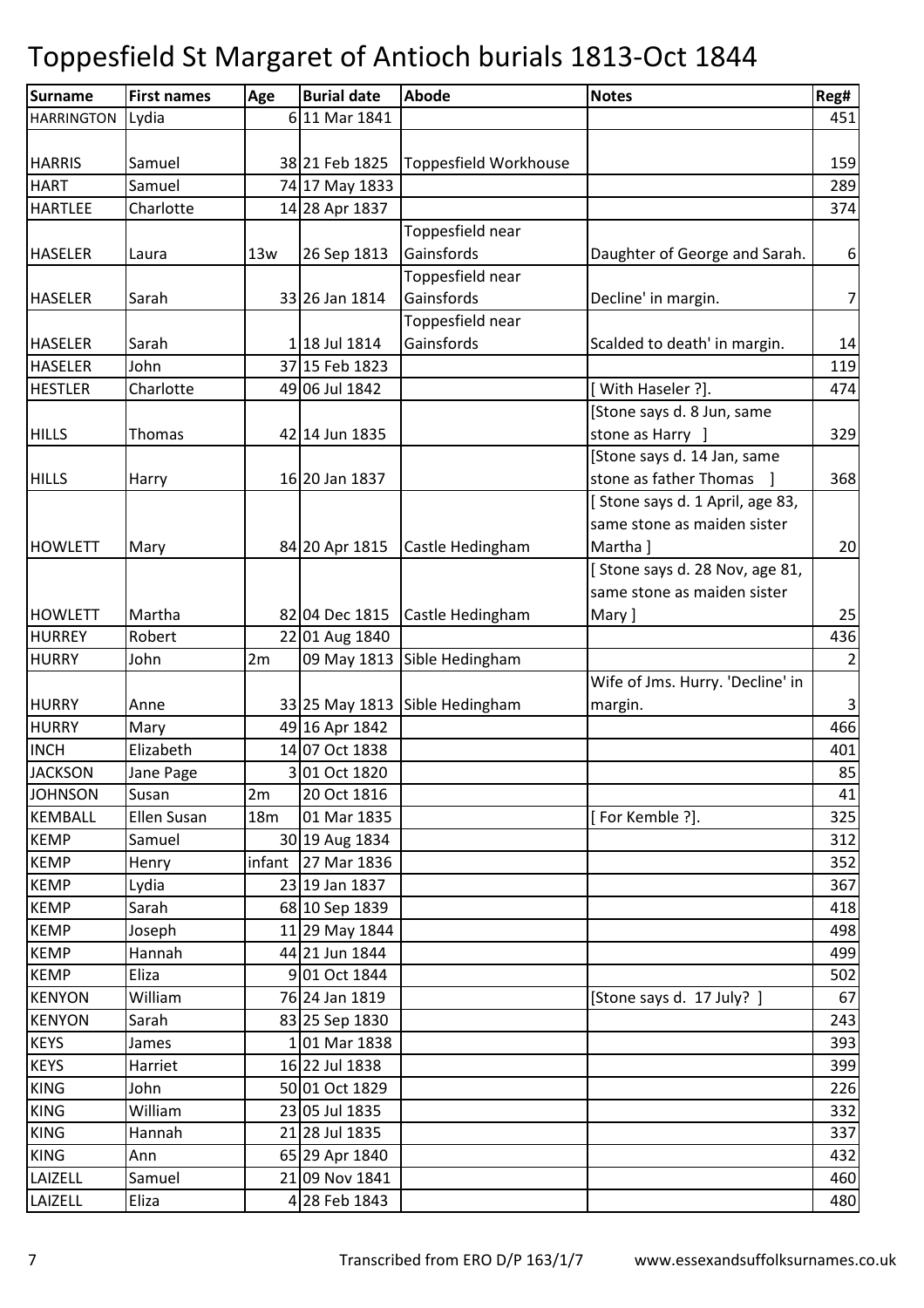# Toppesfield St Margaret of Antioch burials 1813-Oct 1844

| Surname | First names | Age | Burial date | Abode | Notes | Reg# |
|---|---|---|---|---|---|---|
| HARRINGTON | Lydia | 6 | 11 Mar 1841 | | | 451 |
| HARRIS | Samuel | 38 | 21 Feb 1825 | Toppesfield Workhouse | | 159 |
| HART | Samuel | 74 | 17 May 1833 | | | 289 |
| HARTLEE | Charlotte | 14 | 28 Apr 1837 | | | 374 |
| HASELER | Laura | 13w | 26 Sep 1813 | Toppesfield near Gainsfords | Daughter of George and Sarah. | 6 |
| HASELER | Sarah | 33 | 26 Jan 1814 | Toppesfield near Gainsfords | Decline' in margin. | 7 |
| HASELER | Sarah | 1 | 18 Jul 1814 | Toppesfield near Gainsfords | Scalded to death' in margin. | 14 |
| HASELER | John | 37 | 15 Feb 1823 | | | 119 |
| HESTLER | Charlotte | 49 | 06 Jul 1842 | | [ With Haseler ?]. | 474 |
| HILLS | Thomas | 42 | 14 Jun 1835 | | [Stone says d. 8 Jun, same stone as Harry ] | 329 |
| HILLS | Harry | 16 | 20 Jan 1837 | | [Stone says d. 14 Jan, same stone as father Thomas ] | 368 |
| HOWLETT | Mary | 84 | 20 Apr 1815 | Castle Hedingham | [ Stone says d. 1 April, age 83, same stone as maiden sister Martha ] | 20 |
| HOWLETT | Martha | 82 | 04 Dec 1815 | Castle Hedingham | [ Stone says d. 28 Nov, age 81, same stone as maiden sister Mary ] | 25 |
| HURREY | Robert | 22 | 01 Aug 1840 | | | 436 |
| HURRY | John | 2m | 09 May 1813 | Sible Hedingham | | 2 |
| HURRY | Anne | 33 | 25 May 1813 | Sible Hedingham | Wife of Jms. Hurry. 'Decline' in margin. | 3 |
| HURRY | Mary | 49 | 16 Apr 1842 | | | 466 |
| INCH | Elizabeth | 14 | 07 Oct 1838 | | | 401 |
| JACKSON | Jane Page | 3 | 01 Oct 1820 | | | 85 |
| JOHNSON | Susan | 2m | 20 Oct 1816 | | | 41 |
| KEMBALL | Ellen Susan | 18m | 01 Mar 1835 | | [ For Kemble ?]. | 325 |
| KEMP | Samuel | 30 | 19 Aug 1834 | | | 312 |
| KEMP | Henry | infant | 27 Mar 1836 | | | 352 |
| KEMP | Lydia | 23 | 19 Jan 1837 | | | 367 |
| KEMP | Sarah | 68 | 10 Sep 1839 | | | 418 |
| KEMP | Joseph | 11 | 29 May 1844 | | | 498 |
| KEMP | Hannah | 44 | 21 Jun 1844 | | | 499 |
| KEMP | Eliza | 9 | 01 Oct 1844 | | | 502 |
| KENYON | William | 76 | 24 Jan 1819 | | [Stone says d. 17 July? ] | 67 |
| KENYON | Sarah | 83 | 25 Sep 1830 | | | 243 |
| KEYS | James | 1 | 01 Mar 1838 | | | 393 |
| KEYS | Harriet | 16 | 22 Jul 1838 | | | 399 |
| KING | John | 50 | 01 Oct 1829 | | | 226 |
| KING | William | 23 | 05 Jul 1835 | | | 332 |
| KING | Hannah | 21 | 28 Jul 1835 | | | 337 |
| KING | Ann | 65 | 29 Apr 1840 | | | 432 |
| LAIZELL | Samuel | 21 | 09 Nov 1841 | | | 460 |
| LAIZELL | Eliza | 4 | 28 Feb 1843 | | | 480 |

Transcribed from ERO D/P 163/1/7 www.essexandsuffolksurnames.co.uk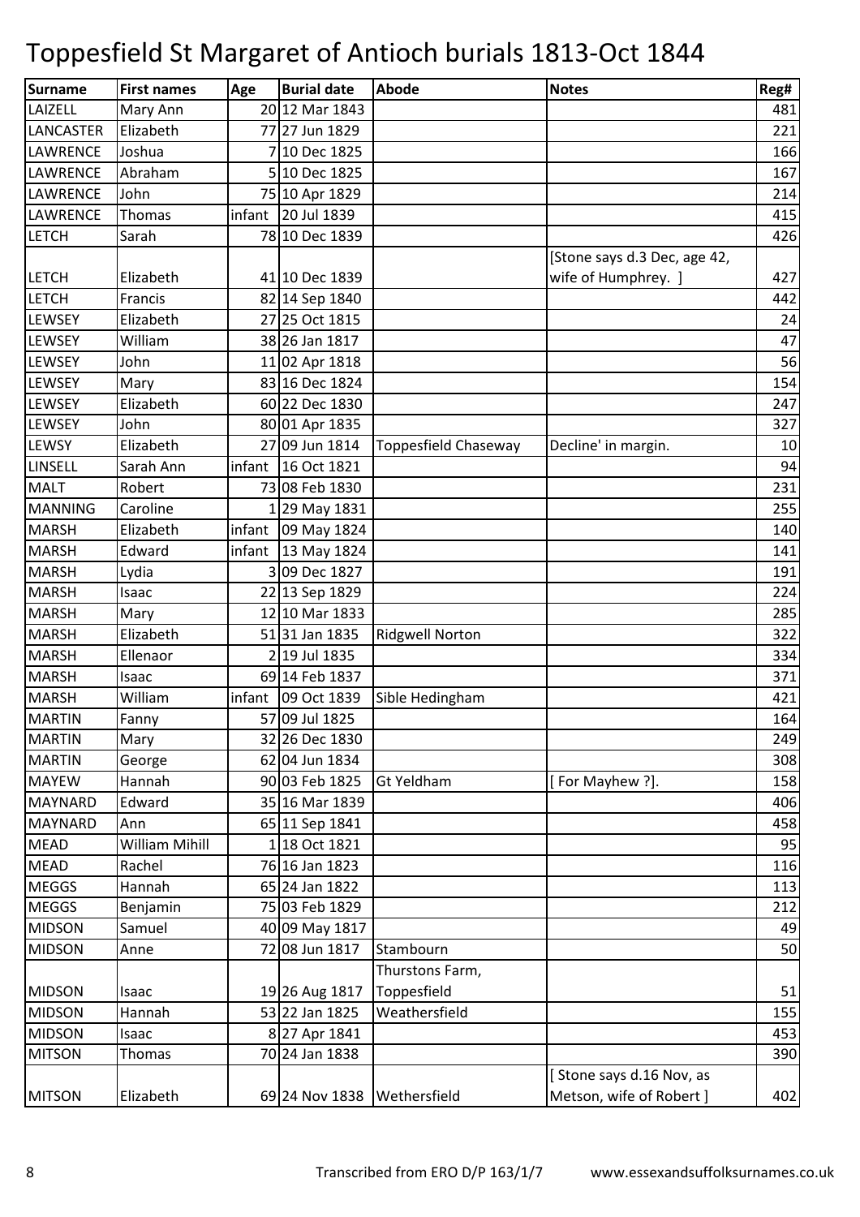# Toppesfield St Margaret of Antioch burials 1813-Oct 1844

| Surname | First names | Age | Burial date | Abode | Notes | Reg# |
|---|---|---|---|---|---|---|
| LAIZELL | Mary Ann | 20 | 12 Mar 1843 | | | 481 |
| LANCASTER | Elizabeth | 77 | 27 Jun 1829 | | | 221 |
| LAWRENCE | Joshua | 7 | 10 Dec 1825 | | | 166 |
| LAWRENCE | Abraham | 5 | 10 Dec 1825 | | | 167 |
| LAWRENCE | John | 75 | 10 Apr 1829 | | | 214 |
| LAWRENCE | Thomas | infant | 20 Jul 1839 | | | 415 |
| LETCH | Sarah | 78 | 10 Dec 1839 | | | 426 |
| LETCH | Elizabeth | 41 | 10 Dec 1839 | | [Stone says d.3 Dec, age 42, wife of Humphrey. ] | 427 |
| LETCH | Francis | 82 | 14 Sep 1840 | | | 442 |
| LEWSEY | Elizabeth | 27 | 25 Oct 1815 | | | 24 |
| LEWSEY | William | 38 | 26 Jan 1817 | | | 47 |
| LEWSEY | John | 11 | 02 Apr 1818 | | | 56 |
| LEWSEY | Mary | 83 | 16 Dec 1824 | | | 154 |
| LEWSEY | Elizabeth | 60 | 22 Dec 1830 | | | 247 |
| LEWSEY | John | 80 | 01 Apr 1835 | | | 327 |
| LEWSY | Elizabeth | 27 | 09 Jun 1814 | Toppesfield Chaseway | Decline' in margin. | 10 |
| LINSELL | Sarah Ann | infant | 16 Oct 1821 | | | 94 |
| MALT | Robert | 73 | 08 Feb 1830 | | | 231 |
| MANNING | Caroline | 1 | 29 May 1831 | | | 255 |
| MARSH | Elizabeth | infant | 09 May 1824 | | | 140 |
| MARSH | Edward | infant | 13 May 1824 | | | 141 |
| MARSH | Lydia | 3 | 09 Dec 1827 | | | 191 |
| MARSH | Isaac | 22 | 13 Sep 1829 | | | 224 |
| MARSH | Mary | 12 | 10 Mar 1833 | | | 285 |
| MARSH | Elizabeth | 51 | 31 Jan 1835 | Ridgwell Norton | | 322 |
| MARSH | Ellenaor | 2 | 19 Jul 1835 | | | 334 |
| MARSH | Isaac | 69 | 14 Feb 1837 | | | 371 |
| MARSH | William | infant | 09 Oct 1839 | Sible Hedingham | | 421 |
| MARTIN | Fanny | 57 | 09 Jul 1825 | | | 164 |
| MARTIN | Mary | 32 | 26 Dec 1830 | | | 249 |
| MARTIN | George | 62 | 04 Jun 1834 | | | 308 |
| MAYEW | Hannah | 90 | 03 Feb 1825 | Gt Yeldham | [ For Mayhew ?]. | 158 |
| MAYNARD | Edward | 35 | 16 Mar 1839 | | | 406 |
| MAYNARD | Ann | 65 | 11 Sep 1841 | | | 458 |
| MEAD | William Mihill | 1 | 18 Oct 1821 | | | 95 |
| MEAD | Rachel | 76 | 16 Jan 1823 | | | 116 |
| MEGGS | Hannah | 65 | 24 Jan 1822 | | | 113 |
| MEGGS | Benjamin | 75 | 03 Feb 1829 | | | 212 |
| MIDSON | Samuel | 40 | 09 May 1817 | | | 49 |
| MIDSON | Anne | 72 | 08 Jun 1817 | Stambourn | | 50 |
| MIDSON | Isaac | 19 | 26 Aug 1817 | Thurstons Farm, Toppesfield | | 51 |
| MIDSON | Hannah | 53 | 22 Jan 1825 | Weathersfield | | 155 |
| MIDSON | Isaac | 8 | 27 Apr 1841 | | | 453 |
| MITSON | Thomas | 70 | 24 Jan 1838 | | | 390 |
| MITSON | Elizabeth | 69 | 24 Nov 1838 | Wethersfield | [ Stone says d.16 Nov, as Metson, wife of Robert ] | 402 |

Transcribed from ERO D/P 163/1/7 www.essexandsuffolksurnames.co.uk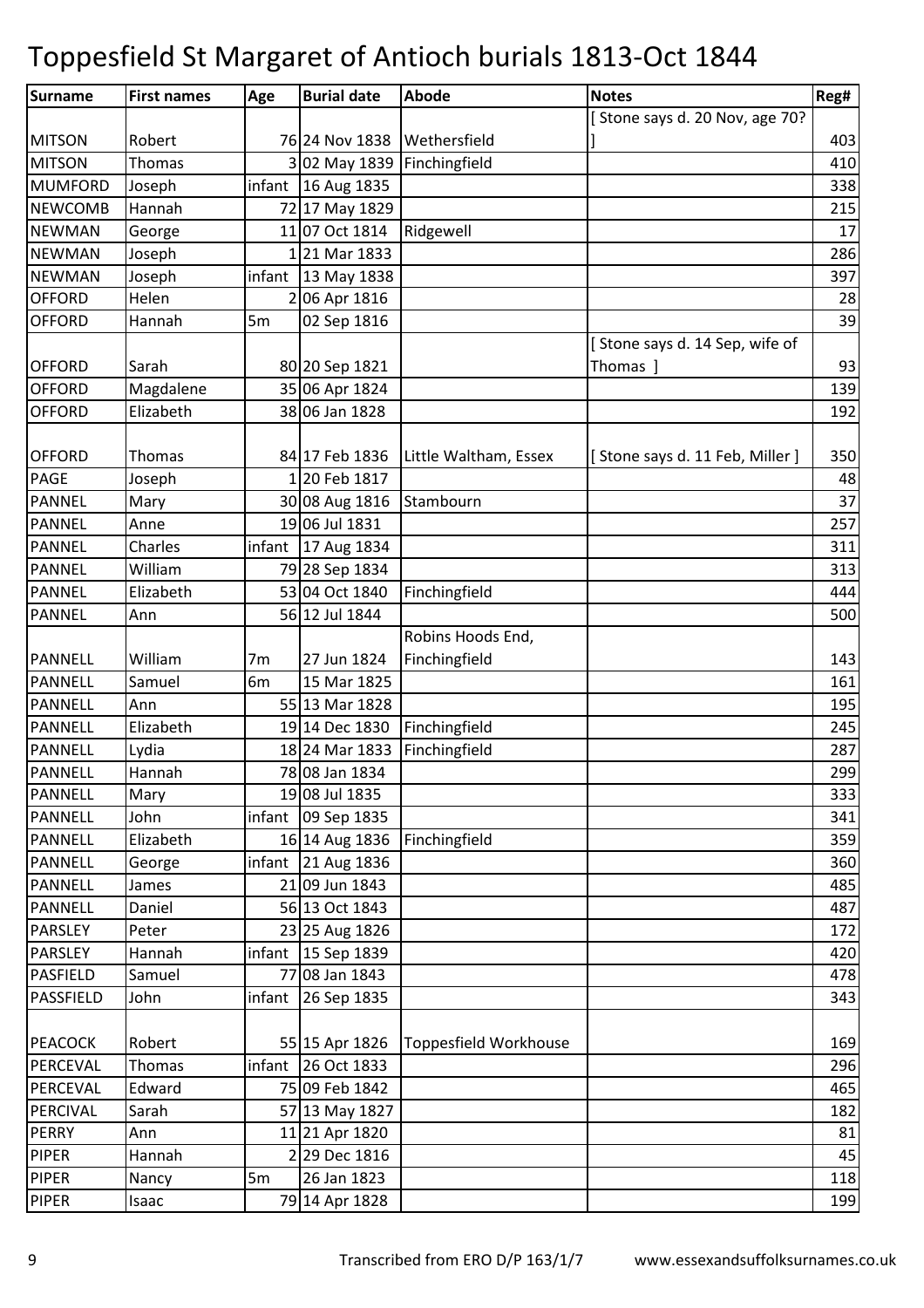# Toppesfield St Margaret of Antioch burials 1813-Oct 1844

| Surname | First names | Age | Burial date | Abode | Notes | Reg# |
|---|---|---|---|---|---|---|
| MITSON | Robert | 76 | 24 Nov 1838 | Wethersfield | [ Stone says d. 20 Nov, age 70? ] | 403 |
| MITSON | Thomas | 3 | 02 May 1839 | Finchingfield | | 410 |
| MUMFORD | Joseph | infant | 16 Aug 1835 | | | 338 |
| NEWCOMB | Hannah | 72 | 17 May 1829 | | | 215 |
| NEWMAN | George | 11 | 07 Oct 1814 | Ridgewell | | 17 |
| NEWMAN | Joseph | 1 | 21 Mar 1833 | | | 286 |
| NEWMAN | Joseph | infant | 13 May 1838 | | | 397 |
| OFFORD | Helen | 2 | 06 Apr 1816 | | | 28 |
| OFFORD | Hannah | 5m | 02 Sep 1816 | | | 39 |
| OFFORD | Sarah | 80 | 20 Sep 1821 | | [ Stone says d. 14 Sep, wife of Thomas ] | 93 |
| OFFORD | Magdalene | 35 | 06 Apr 1824 | | | 139 |
| OFFORD | Elizabeth | 38 | 06 Jan 1828 | | | 192 |
| OFFORD | Thomas | 84 | 17 Feb 1836 | Little Waltham, Essex | [ Stone says d. 11 Feb, Miller ] | 350 |
| PAGE | Joseph | 1 | 20 Feb 1817 | | | 48 |
| PANNEL | Mary | 30 | 08 Aug 1816 | Stambourn | | 37 |
| PANNEL | Anne | 19 | 06 Jul 1831 | | | 257 |
| PANNEL | Charles | infant | 17 Aug 1834 | | | 311 |
| PANNEL | William | 79 | 28 Sep 1834 | | | 313 |
| PANNEL | Elizabeth | 53 | 04 Oct 1840 | Finchingfield | | 444 |
| PANNEL | Ann | 56 | 12 Jul 1844 | | | 500 |
| PANNELL | William | 7m | 27 Jun 1824 | Robins Hoods End, Finchingfield | | 143 |
| PANNELL | Samuel | 6m | 15 Mar 1825 | | | 161 |
| PANNELL | Ann | 55 | 13 Mar 1828 | | | 195 |
| PANNELL | Elizabeth | 19 | 14 Dec 1830 | Finchingfield | | 245 |
| PANNELL | Lydia | 18 | 24 Mar 1833 | Finchingfield | | 287 |
| PANNELL | Hannah | 78 | 08 Jan 1834 | | | 299 |
| PANNELL | Mary | 19 | 08 Jul 1835 | | | 333 |
| PANNELL | John | infant | 09 Sep 1835 | | | 341 |
| PANNELL | Elizabeth | 16 | 14 Aug 1836 | Finchingfield | | 359 |
| PANNELL | George | infant | 21 Aug 1836 | | | 360 |
| PANNELL | James | 21 | 09 Jun 1843 | | | 485 |
| PANNELL | Daniel | 56 | 13 Oct 1843 | | | 487 |
| PARSLEY | Peter | 23 | 25 Aug 1826 | | | 172 |
| PARSLEY | Hannah | infant | 15 Sep 1839 | | | 420 |
| PASFIELD | Samuel | 77 | 08 Jan 1843 | | | 478 |
| PASSFIELD | John | infant | 26 Sep 1835 | | | 343 |
| PEACOCK | Robert | 55 | 15 Apr 1826 | Toppesfield Workhouse | | 169 |
| PERCEVAL | Thomas | infant | 26 Oct 1833 | | | 296 |
| PERCEVAL | Edward | 75 | 09 Feb 1842 | | | 465 |
| PERCIVAL | Sarah | 57 | 13 May 1827 | | | 182 |
| PERRY | Ann | 11 | 21 Apr 1820 | | | 81 |
| PIPER | Hannah | 2 | 29 Dec 1816 | | | 45 |
| PIPER | Nancy | 5m | 26 Jan 1823 | | | 118 |
| PIPER | Isaac | 79 | 14 Apr 1828 | | | 199 |

Transcribed from ERO D/P 163/1/7 www.essexandsuffolksurnames.co.uk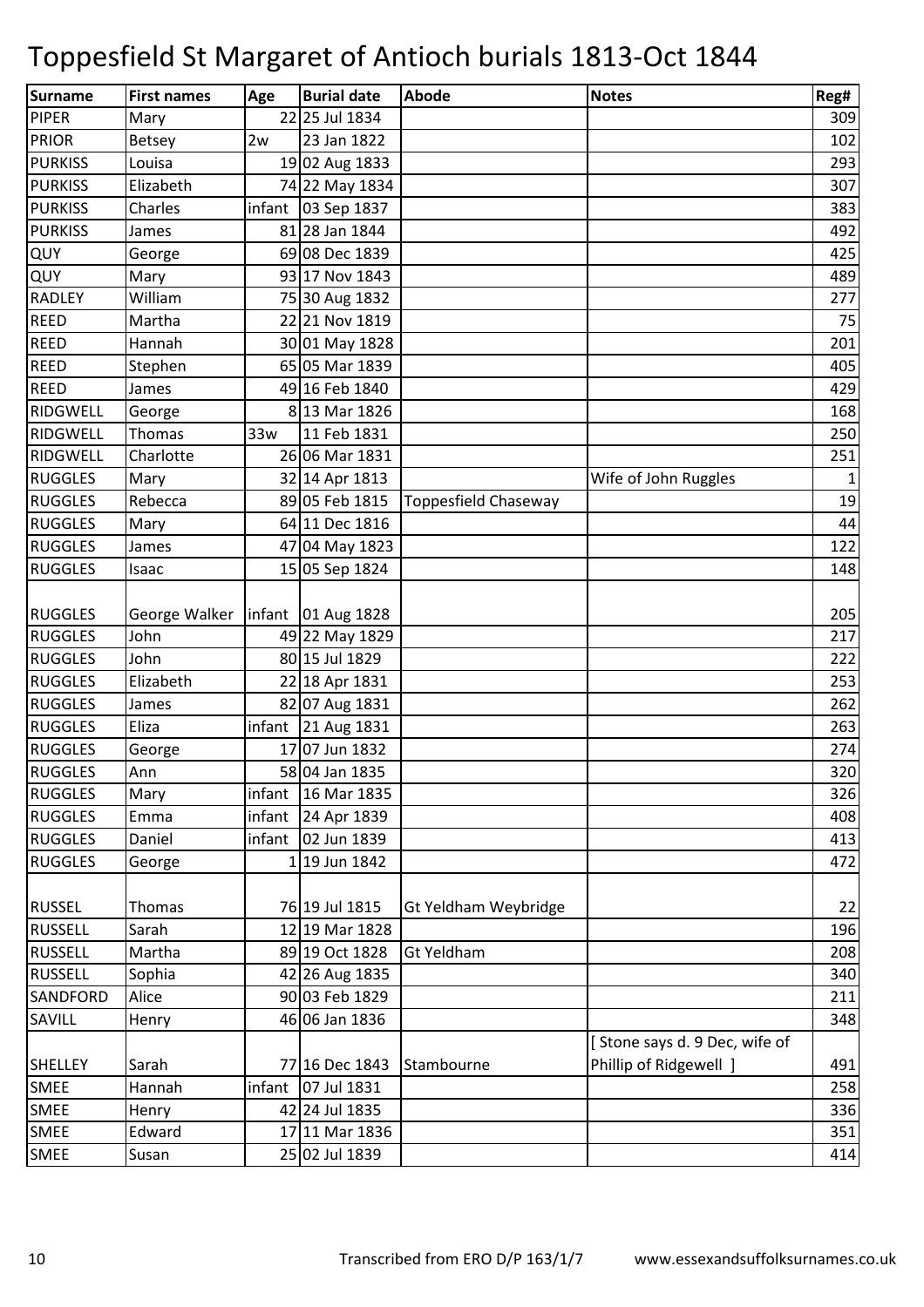# Toppesfield St Margaret of Antioch burials 1813-Oct 1844

| Surname | First names | Age | Burial date | Abode | Notes | Reg# |
|---|---|---|---|---|---|---|
| PIPER | Mary | 22 | 25 Jul 1834 | | | 309 |
| PRIOR | Betsey | 2w | 23 Jan 1822 | | | 102 |
| PURKISS | Louisa | 19 | 02 Aug 1833 | | | 293 |
| PURKISS | Elizabeth | 74 | 22 May 1834 | | | 307 |
| PURKISS | Charles | infant | 03 Sep 1837 | | | 383 |
| PURKISS | James | 81 | 28 Jan 1844 | | | 492 |
| QUY | George | 69 | 08 Dec 1839 | | | 425 |
| QUY | Mary | 93 | 17 Nov 1843 | | | 489 |
| RADLEY | William | 75 | 30 Aug 1832 | | | 277 |
| REED | Martha | 22 | 21 Nov 1819 | | | 75 |
| REED | Hannah | 30 | 01 May 1828 | | | 201 |
| REED | Stephen | 65 | 05 Mar 1839 | | | 405 |
| REED | James | 49 | 16 Feb 1840 | | | 429 |
| RIDGWELL | George | 8 | 13 Mar 1826 | | | 168 |
| RIDGWELL | Thomas | 33w | 11 Feb 1831 | | | 250 |
| RIDGWELL | Charlotte | 26 | 06 Mar 1831 | | | 251 |
| RUGGLES | Mary | 32 | 14 Apr 1813 | | Wife of John Ruggles | 1 |
| RUGGLES | Rebecca | 89 | 05 Feb 1815 | Toppesfield Chaseway | | 19 |
| RUGGLES | Mary | 64 | 11 Dec 1816 | | | 44 |
| RUGGLES | James | 47 | 04 May 1823 | | | 122 |
| RUGGLES | Isaac | 15 | 05 Sep 1824 | | | 148 |
| RUGGLES | George Walker | infant | 01 Aug 1828 | | | 205 |
| RUGGLES | John | 49 | 22 May 1829 | | | 217 |
| RUGGLES | John | 80 | 15 Jul 1829 | | | 222 |
| RUGGLES | Elizabeth | 22 | 18 Apr 1831 | | | 253 |
| RUGGLES | James | 82 | 07 Aug 1831 | | | 262 |
| RUGGLES | Eliza | infant | 21 Aug 1831 | | | 263 |
| RUGGLES | George | 17 | 07 Jun 1832 | | | 274 |
| RUGGLES | Ann | 58 | 04 Jan 1835 | | | 320 |
| RUGGLES | Mary | infant | 16 Mar 1835 | | | 326 |
| RUGGLES | Emma | infant | 24 Apr 1839 | | | 408 |
| RUGGLES | Daniel | infant | 02 Jun 1839 | | | 413 |
| RUGGLES | George | 1 | 19 Jun 1842 | | | 472 |
| RUSSEL | Thomas | 76 | 19 Jul 1815 | Gt Yeldham Weybridge | | 22 |
| RUSSELL | Sarah | 12 | 19 Mar 1828 | | | 196 |
| RUSSELL | Martha | 89 | 19 Oct 1828 | Gt Yeldham | | 208 |
| RUSSELL | Sophia | 42 | 26 Aug 1835 | | | 340 |
| SANDFORD | Alice | 90 | 03 Feb 1829 | | | 211 |
| SAVILL | Henry | 46 | 06 Jan 1836 | | | 348 |
| SHELLEY | Sarah | 77 | 16 Dec 1843 | Stambourne | [ Stone says d. 9 Dec, wife of Phillip of Ridgewell ] | 491 |
| SMEE | Hannah | infant | 07 Jul 1831 | | | 258 |
| SMEE | Henry | 42 | 24 Jul 1835 | | | 336 |
| SMEE | Edward | 17 | 11 Mar 1836 | | | 351 |
| SMEE | Susan | 25 | 02 Jul 1839 | | | 414 |

Transcribed from ERO D/P 163/1/7 www.essexandsuffolksurnames.co.uk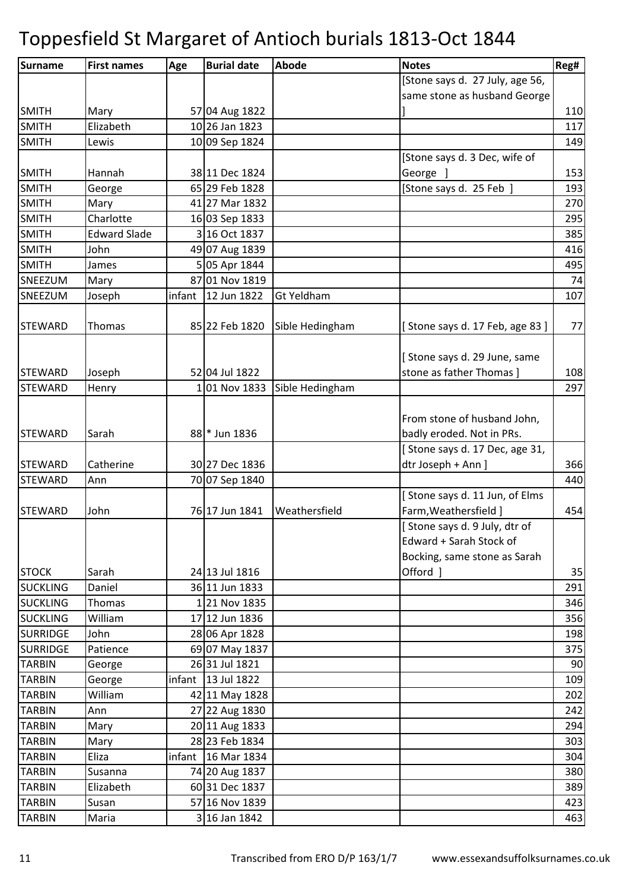# Toppesfield St Margaret of Antioch burials 1813-Oct 1844

| Surname | First names | Age | Burial date | Abode | Notes | Reg# |
|---|---|---|---|---|---|---|
| SMITH | Mary | 57 | 04 Aug 1822 | | [Stone says d. 27 July, age 56, same stone as husband George ] | 110 |
| SMITH | Elizabeth | 10 | 26 Jan 1823 | | | 117 |
| SMITH | Lewis | 10 | 09 Sep 1824 | | | 149 |
| SMITH | Hannah | 38 | 11 Dec 1824 | | [Stone says d. 3 Dec, wife of George ] | 153 |
| SMITH | George | 65 | 29 Feb 1828 | | [Stone says d. 25 Feb ] | 193 |
| SMITH | Mary | 41 | 27 Mar 1832 | | | 270 |
| SMITH | Charlotte | 16 | 03 Sep 1833 | | | 295 |
| SMITH | Edward Slade | 3 | 16 Oct 1837 | | | 385 |
| SMITH | John | 49 | 07 Aug 1839 | | | 416 |
| SMITH | James | 5 | 05 Apr 1844 | | | 495 |
| SNEEZUM | Mary | 87 | 01 Nov 1819 | | | 74 |
| SNEEZUM | Joseph | infant | 12 Jun 1822 | Gt Yeldham | | 107 |
| STEWARD | Thomas | 85 | 22 Feb 1820 | Sible Hedingham | [ Stone says d. 17 Feb, age 83 ] | 77 |
| STEWARD | Joseph | 52 | 04 Jul 1822 | | [ Stone says d. 29 June, same stone as father Thomas ] | 108 |
| STEWARD | Henry | 1 | 01 Nov 1833 | Sible Hedingham | | 297 |
| STEWARD | Sarah | 88 | * Jun 1836 | | From stone of husband John, badly eroded. Not in PRs. | |
| STEWARD | Catherine | 30 | 27 Dec 1836 | | [ Stone says d. 17 Dec, age 31, dtr Joseph + Ann ] | 366 |
| STEWARD | Ann | 70 | 07 Sep 1840 | | | 440 |
| STEWARD | John | 76 | 17 Jun 1841 | Weathersfield | [ Stone says d. 11 Jun, of Elms Farm,Weathersfield ] | 454 |
| STOCK | Sarah | 24 | 13 Jul 1816 | | [ Stone says d. 9 July, dtr of Edward + Sarah Stock of Bocking, same stone as Sarah Offord ] | 35 |
| SUCKLING | Daniel | 36 | 11 Jun 1833 | | | 291 |
| SUCKLING | Thomas | 1 | 21 Nov 1835 | | | 346 |
| SUCKLING | William | 17 | 12 Jun 1836 | | | 356 |
| SURRIDGE | John | 28 | 06 Apr 1828 | | | 198 |
| SURRIDGE | Patience | 69 | 07 May 1837 | | | 375 |
| TARBIN | George | 26 | 31 Jul 1821 | | | 90 |
| TARBIN | George | infant | 13 Jul 1822 | | | 109 |
| TARBIN | William | 42 | 11 May 1828 | | | 202 |
| TARBIN | Ann | 27 | 22 Aug 1830 | | | 242 |
| TARBIN | Mary | 20 | 11 Aug 1833 | | | 294 |
| TARBIN | Mary | 28 | 23 Feb 1834 | | | 303 |
| TARBIN | Eliza | infant | 16 Mar 1834 | | | 304 |
| TARBIN | Susanna | 74 | 20 Aug 1837 | | | 380 |
| TARBIN | Elizabeth | 60 | 31 Dec 1837 | | | 389 |
| TARBIN | Susan | 57 | 16 Nov 1839 | | | 423 |
| TARBIN | Maria | 3 | 16 Jan 1842 | | | 463 |

Transcribed from ERO D/P 163/1/7 www.essexandsuffolksurnames.co.uk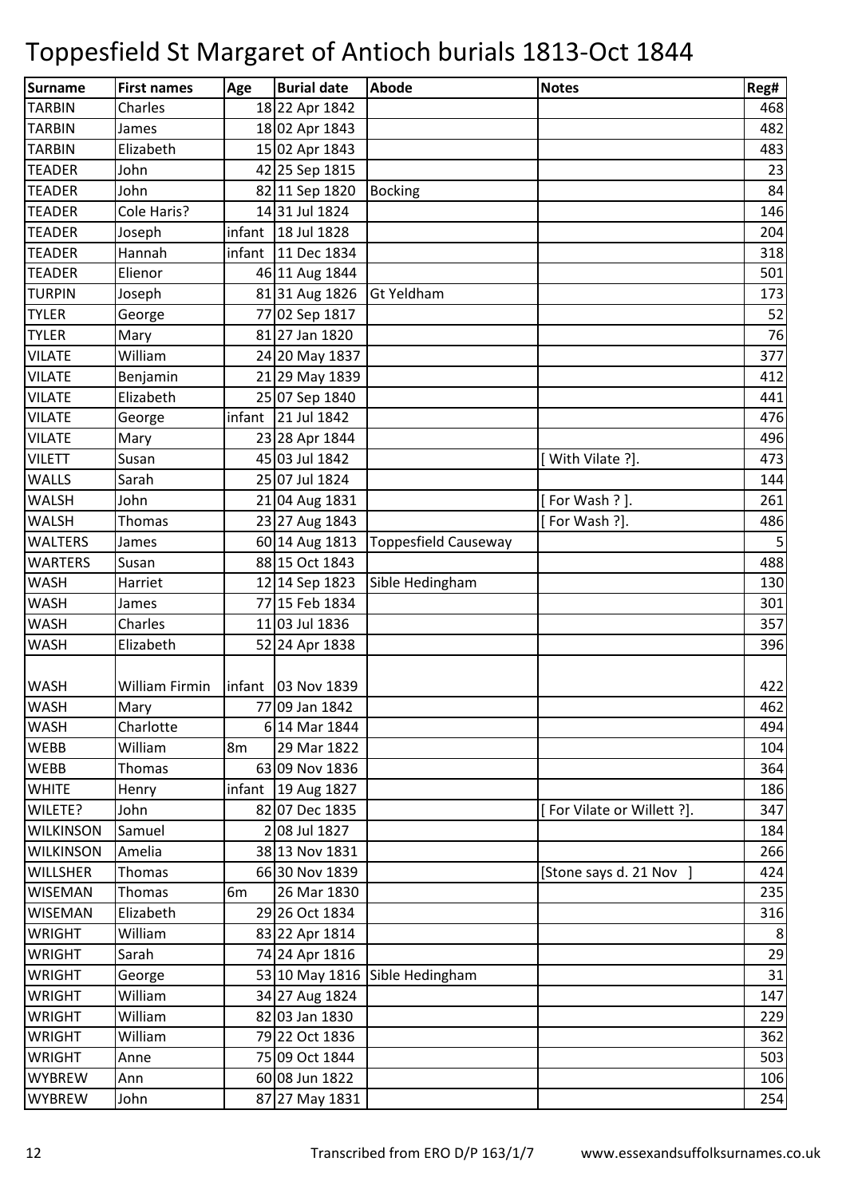# Toppesfield St Margaret of Antioch burials 1813-Oct 1844

| Surname | First names | Age | Burial date | Abode | Notes | Reg# |
|---|---|---|---|---|---|---|
| TARBIN | Charles | 18 | 22 Apr 1842 | | | 468 |
| TARBIN | James | 18 | 02 Apr 1843 | | | 482 |
| TARBIN | Elizabeth | 15 | 02 Apr 1843 | | | 483 |
| TEADER | John | 42 | 25 Sep 1815 | | | 23 |
| TEADER | John | 82 | 11 Sep 1820 | Bocking | | 84 |
| TEADER | Cole Haris? | 14 | 31 Jul 1824 | | | 146 |
| TEADER | Joseph | infant | 18 Jul 1828 | | | 204 |
| TEADER | Hannah | infant | 11 Dec 1834 | | | 318 |
| TEADER | Elienor | 46 | 11 Aug 1844 | | | 501 |
| TURPIN | Joseph | 81 | 31 Aug 1826 | Gt Yeldham | | 173 |
| TYLER | George | 77 | 02 Sep 1817 | | | 52 |
| TYLER | Mary | 81 | 27 Jan 1820 | | | 76 |
| VILATE | William | 24 | 20 May 1837 | | | 377 |
| VILATE | Benjamin | 21 | 29 May 1839 | | | 412 |
| VILATE | Elizabeth | 25 | 07 Sep 1840 | | | 441 |
| VILATE | George | infant | 21 Jul 1842 | | | 476 |
| VILATE | Mary | 23 | 28 Apr 1844 | | | 496 |
| VILETT | Susan | 45 | 03 Jul 1842 | | [ With Vilate ?]. | 473 |
| WALLS | Sarah | 25 | 07 Jul 1824 | | | 144 |
| WALSH | John | 21 | 04 Aug 1831 | | [ For Wash ? ]. | 261 |
| WALSH | Thomas | 23 | 27 Aug 1843 | | [ For Wash ?]. | 486 |
| WALTERS | James | 60 | 14 Aug 1813 | Toppesfield Causeway | | 5 |
| WARTERS | Susan | 88 | 15 Oct 1843 | | | 488 |
| WASH | Harriet | 12 | 14 Sep 1823 | Sible Hedingham | | 130 |
| WASH | James | 77 | 15 Feb 1834 | | | 301 |
| WASH | Charles | 11 | 03 Jul 1836 | | | 357 |
| WASH | Elizabeth | 52 | 24 Apr 1838 | | | 396 |
| WASH | William Firmin | infant | 03 Nov 1839 | | | 422 |
| WASH | Mary | 77 | 09 Jan 1842 | | | 462 |
| WASH | Charlotte | 6 | 14 Mar 1844 | | | 494 |
| WEBB | William | 8m | 29 Mar 1822 | | | 104 |
| WEBB | Thomas | 63 | 09 Nov 1836 | | | 364 |
| WHITE | Henry | infant | 19 Aug 1827 | | | 186 |
| WILETE? | John | 82 | 07 Dec 1835 | | [ For Vilate or Willett ?]. | 347 |
| WILKINSON | Samuel | 2 | 08 Jul 1827 | | | 184 |
| WILKINSON | Amelia | 38 | 13 Nov 1831 | | | 266 |
| WILLSHER | Thomas | 66 | 30 Nov 1839 | | [Stone says d. 21 Nov ] | 424 |
| WISEMAN | Thomas | 6m | 26 Mar 1830 | | | 235 |
| WISEMAN | Elizabeth | 29 | 26 Oct 1834 | | | 316 |
| WRIGHT | William | 83 | 22 Apr 1814 | | | 8 |
| WRIGHT | Sarah | 74 | 24 Apr 1816 | | | 29 |
| WRIGHT | George | 53 | 10 May 1816 | Sible Hedingham | | 31 |
| WRIGHT | William | 34 | 27 Aug 1824 | | | 147 |
| WRIGHT | William | 82 | 03 Jan 1830 | | | 229 |
| WRIGHT | William | 79 | 22 Oct 1836 | | | 362 |
| WRIGHT | Anne | 75 | 09 Oct 1844 | | | 503 |
| WYBREW | Ann | 60 | 08 Jun 1822 | | | 106 |
| WYBREW | John | 87 | 27 May 1831 | | | 254 |

Transcribed from ERO D/P 163/1/7 www.essexandsuffolksurnames.co.uk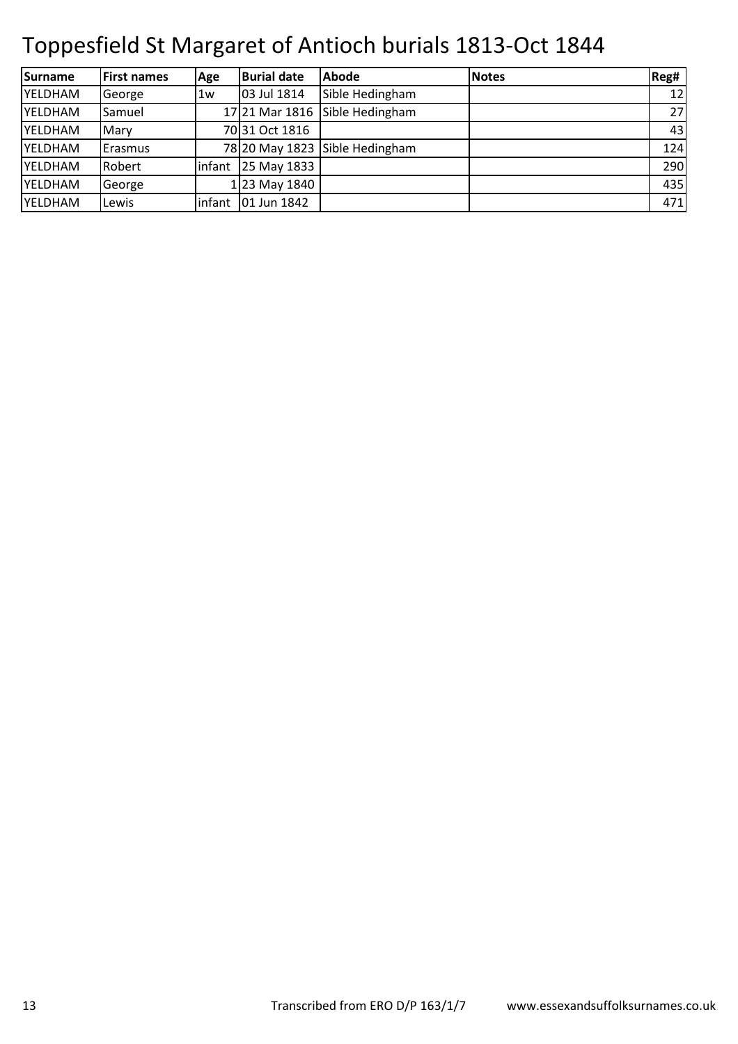# Toppesfield St Margaret of Antioch burials 1813-Oct 1844

| Surname | First names | Age | Burial date | Abode | Notes | Reg# |
|---|---|---|---|---|---|---|
| YELDHAM | George | 1w | 03 Jul 1814 | Sible Hedingham | | 12 |
| YELDHAM | Samuel | 17 | 21 Mar 1816 | Sible Hedingham | | 27 |
| YELDHAM | Mary | 70 | 31 Oct 1816 | | | 43 |
| YELDHAM | Erasmus | 78 | 20 May 1823 | Sible Hedingham | | 124 |
| YELDHAM | Robert | infant | 25 May 1833 | | | 290 |
| YELDHAM | George | 1 | 23 May 1840 | | | 435 |
| YELDHAM | Lewis | infant | 01 Jun 1842 | | | 471 |

Transcribed from ERO D/P 163/1/7 www.essexandsuffolksurnames.co.uk